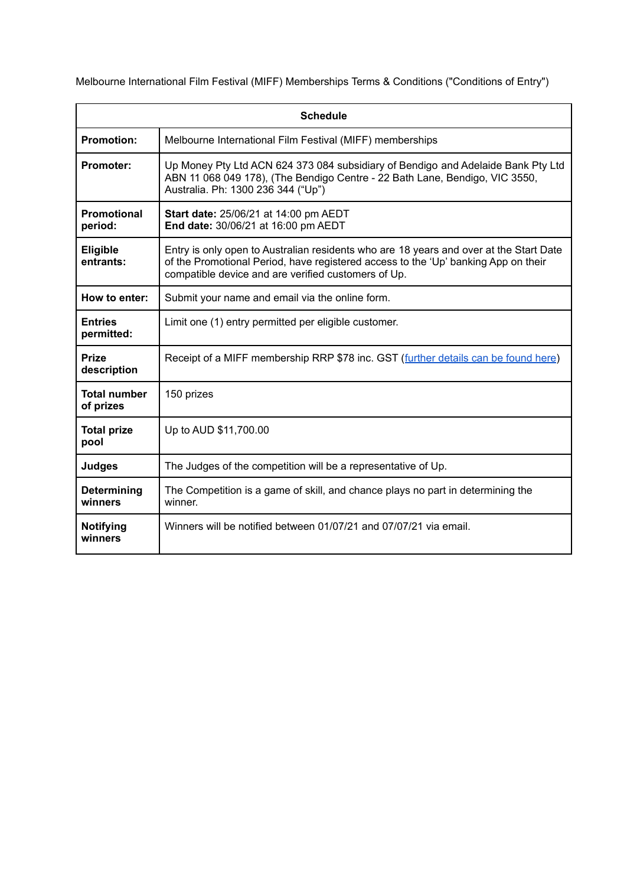Melbourne International Film Festival (MIFF) Memberships Terms & Conditions ("Conditions of Entry")

| Schedule | |
|---|---|
| **Promotion:** | Melbourne International Film Festival (MIFF) memberships |
| **Promoter:** | Up Money Pty Ltd ACN 624 373 084 subsidiary of Bendigo and Adelaide Bank Pty Ltd ABN 11 068 049 178), (The Bendigo Centre - 22 Bath Lane, Bendigo, VIC 3550, Australia. Ph: 1300 236 344 ("Up") |
| **Promotional period:** | **Start date:** 25/06/21 at 14:00 pm AEDT<br>**End date:** 30/06/21 at 16:00 pm AEDT |
| **Eligible entrants:** | Entry is only open to Australian residents who are 18 years and over at the Start Date of the Promotional Period, have registered access to the 'Up' banking App on their compatible device and are verified customers of Up. |
| **How to enter:** | Submit your name and email via the online form. |
| **Entries permitted:** | Limit one (1) entry permitted per eligible customer. |
| **Prize description** | Receipt of a MIFF membership RRP $78 inc. GST (further details can be found here) |
| **Total number of prizes** | 150 prizes |
| **Total prize pool** | Up to AUD $11,700.00 |
| **Judges** | The Judges of the competition will be a representative of Up. |
| **Determining winners** | The Competition is a game of skill, and chance plays no part in determining the winner. |
| **Notifying winners** | Winners will be notified between 01/07/21 and 07/07/21 via email. |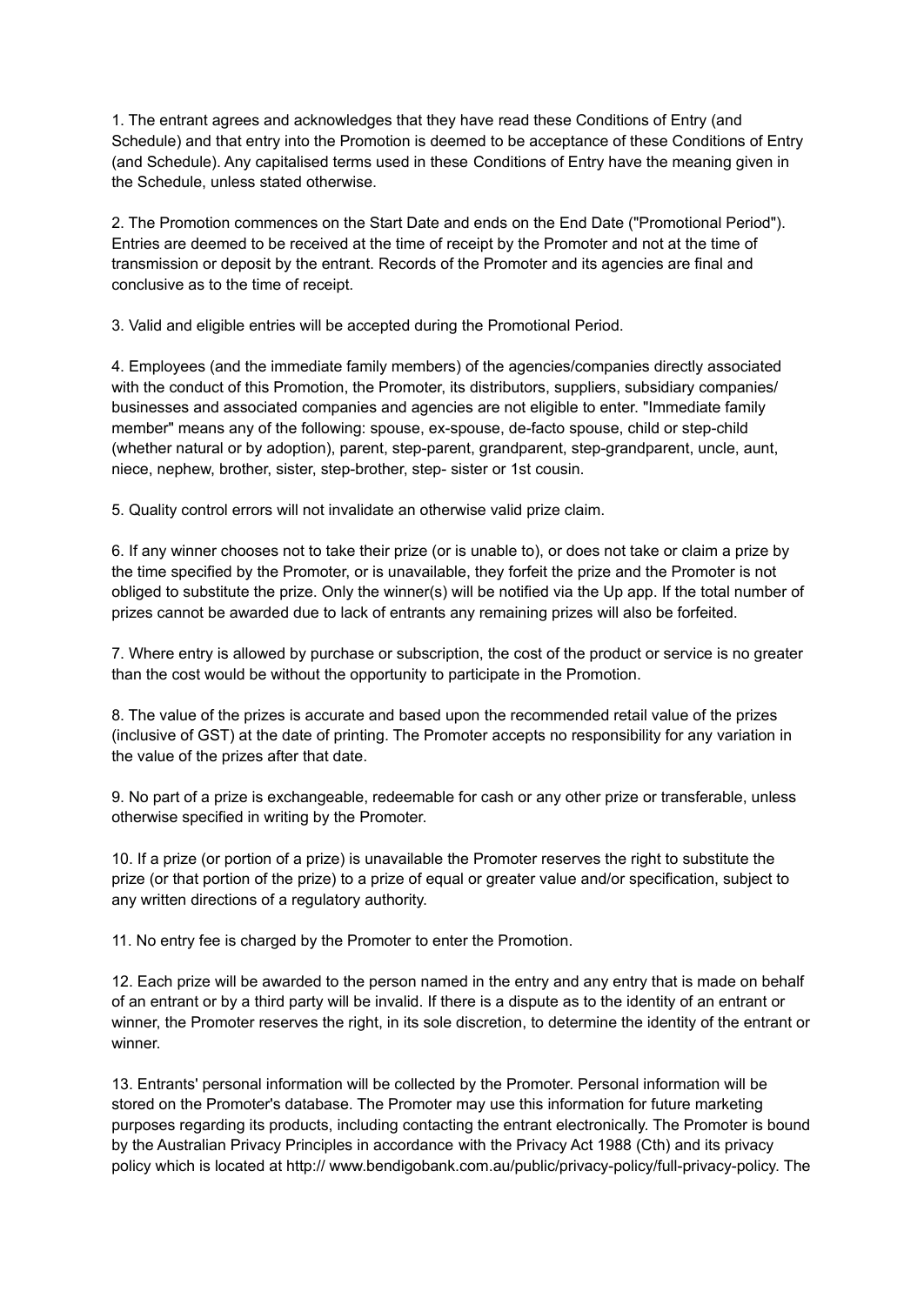1. The entrant agrees and acknowledges that they have read these Conditions of Entry (and Schedule) and that entry into the Promotion is deemed to be acceptance of these Conditions of Entry (and Schedule). Any capitalised terms used in these Conditions of Entry have the meaning given in the Schedule, unless stated otherwise.

2. The Promotion commences on the Start Date and ends on the End Date ("Promotional Period"). Entries are deemed to be received at the time of receipt by the Promoter and not at the time of transmission or deposit by the entrant. Records of the Promoter and its agencies are final and conclusive as to the time of receipt.

3. Valid and eligible entries will be accepted during the Promotional Period.

4. Employees (and the immediate family members) of the agencies/companies directly associated with the conduct of this Promotion, the Promoter, its distributors, suppliers, subsidiary companies/ businesses and associated companies and agencies are not eligible to enter. "Immediate family member" means any of the following: spouse, ex-spouse, de-facto spouse, child or step-child (whether natural or by adoption), parent, step-parent, grandparent, step-grandparent, uncle, aunt, niece, nephew, brother, sister, step-brother, step- sister or 1st cousin.

5. Quality control errors will not invalidate an otherwise valid prize claim.

6. If any winner chooses not to take their prize (or is unable to), or does not take or claim a prize by the time specified by the Promoter, or is unavailable, they forfeit the prize and the Promoter is not obliged to substitute the prize. Only the winner(s) will be notified via the Up app. If the total number of prizes cannot be awarded due to lack of entrants any remaining prizes will also be forfeited.

7. Where entry is allowed by purchase or subscription, the cost of the product or service is no greater than the cost would be without the opportunity to participate in the Promotion.

8. The value of the prizes is accurate and based upon the recommended retail value of the prizes (inclusive of GST) at the date of printing. The Promoter accepts no responsibility for any variation in the value of the prizes after that date.

9. No part of a prize is exchangeable, redeemable for cash or any other prize or transferable, unless otherwise specified in writing by the Promoter.

10. If a prize (or portion of a prize) is unavailable the Promoter reserves the right to substitute the prize (or that portion of the prize) to a prize of equal or greater value and/or specification, subject to any written directions of a regulatory authority.

11. No entry fee is charged by the Promoter to enter the Promotion.

12. Each prize will be awarded to the person named in the entry and any entry that is made on behalf of an entrant or by a third party will be invalid. If there is a dispute as to the identity of an entrant or winner, the Promoter reserves the right, in its sole discretion, to determine the identity of the entrant or winner.

13. Entrants' personal information will be collected by the Promoter. Personal information will be stored on the Promoter's database. The Promoter may use this information for future marketing purposes regarding its products, including contacting the entrant electronically. The Promoter is bound by the Australian Privacy Principles in accordance with the Privacy Act 1988 (Cth) and its privacy policy which is located at http:// www.bendigobank.com.au/public/privacy-policy/full-privacy-policy. The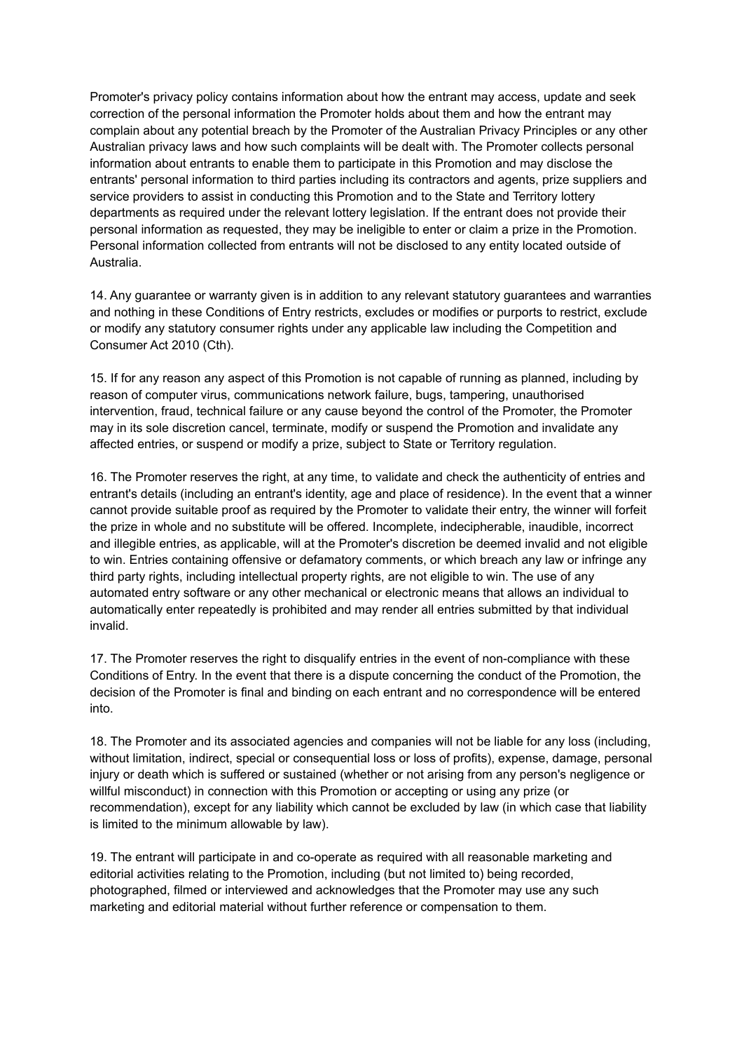Promoter's privacy policy contains information about how the entrant may access, update and seek correction of the personal information the Promoter holds about them and how the entrant may complain about any potential breach by the Promoter of the Australian Privacy Principles or any other Australian privacy laws and how such complaints will be dealt with. The Promoter collects personal information about entrants to enable them to participate in this Promotion and may disclose the entrants' personal information to third parties including its contractors and agents, prize suppliers and service providers to assist in conducting this Promotion and to the State and Territory lottery departments as required under the relevant lottery legislation. If the entrant does not provide their personal information as requested, they may be ineligible to enter or claim a prize in the Promotion. Personal information collected from entrants will not be disclosed to any entity located outside of Australia.

14. Any guarantee or warranty given is in addition to any relevant statutory guarantees and warranties and nothing in these Conditions of Entry restricts, excludes or modifies or purports to restrict, exclude or modify any statutory consumer rights under any applicable law including the Competition and Consumer Act 2010 (Cth).

15. If for any reason any aspect of this Promotion is not capable of running as planned, including by reason of computer virus, communications network failure, bugs, tampering, unauthorised intervention, fraud, technical failure or any cause beyond the control of the Promoter, the Promoter may in its sole discretion cancel, terminate, modify or suspend the Promotion and invalidate any affected entries, or suspend or modify a prize, subject to State or Territory regulation.

16. The Promoter reserves the right, at any time, to validate and check the authenticity of entries and entrant's details (including an entrant's identity, age and place of residence). In the event that a winner cannot provide suitable proof as required by the Promoter to validate their entry, the winner will forfeit the prize in whole and no substitute will be offered. Incomplete, indecipherable, inaudible, incorrect and illegible entries, as applicable, will at the Promoter's discretion be deemed invalid and not eligible to win. Entries containing offensive or defamatory comments, or which breach any law or infringe any third party rights, including intellectual property rights, are not eligible to win. The use of any automated entry software or any other mechanical or electronic means that allows an individual to automatically enter repeatedly is prohibited and may render all entries submitted by that individual invalid.

17. The Promoter reserves the right to disqualify entries in the event of non-compliance with these Conditions of Entry. In the event that there is a dispute concerning the conduct of the Promotion, the decision of the Promoter is final and binding on each entrant and no correspondence will be entered into.

18. The Promoter and its associated agencies and companies will not be liable for any loss (including, without limitation, indirect, special or consequential loss or loss of profits), expense, damage, personal injury or death which is suffered or sustained (whether or not arising from any person's negligence or willful misconduct) in connection with this Promotion or accepting or using any prize (or recommendation), except for any liability which cannot be excluded by law (in which case that liability is limited to the minimum allowable by law).

19. The entrant will participate in and co-operate as required with all reasonable marketing and editorial activities relating to the Promotion, including (but not limited to) being recorded, photographed, filmed or interviewed and acknowledges that the Promoter may use any such marketing and editorial material without further reference or compensation to them.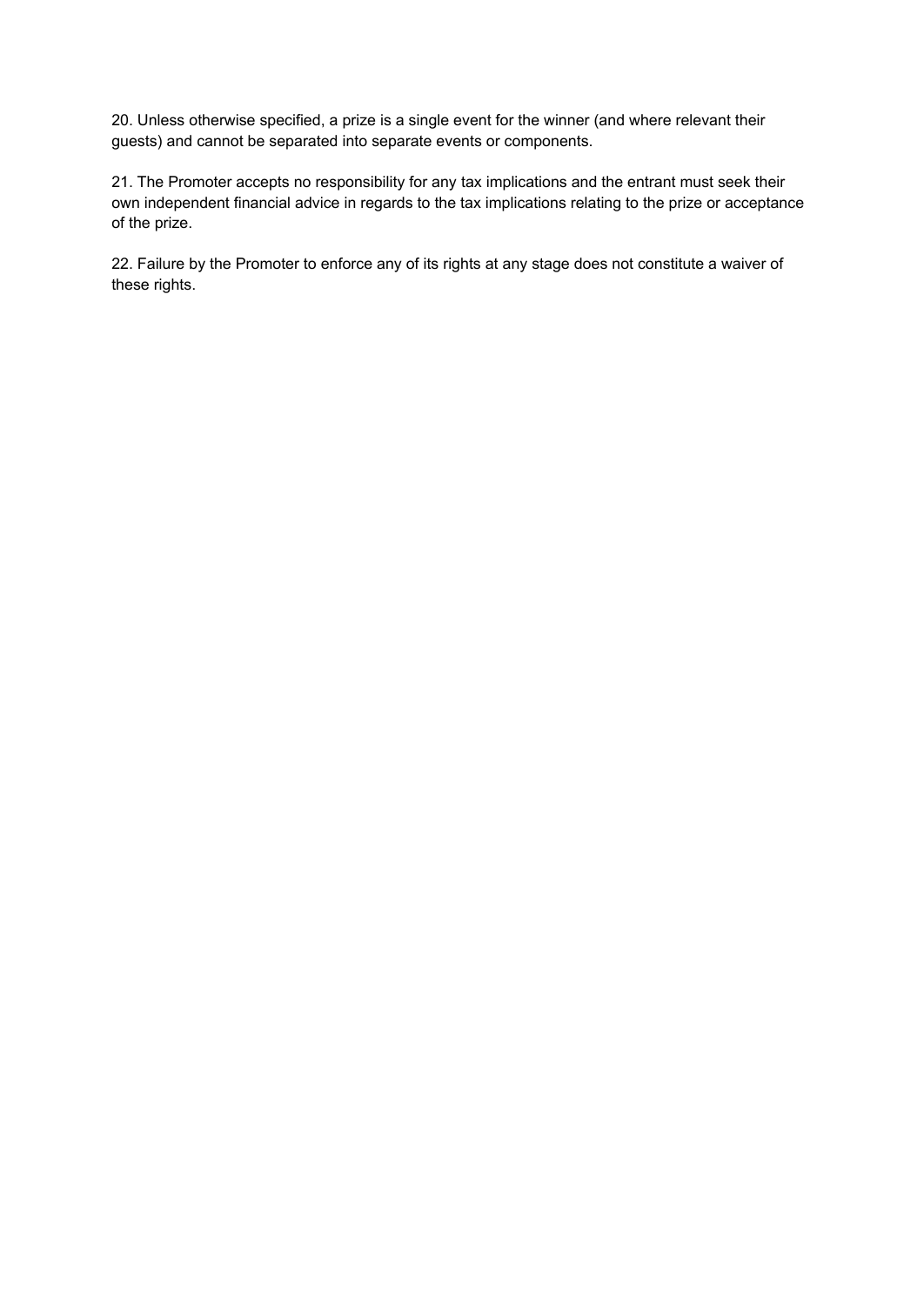20. Unless otherwise specified, a prize is a single event for the winner (and where relevant their guests) and cannot be separated into separate events or components.

21. The Promoter accepts no responsibility for any tax implications and the entrant must seek their own independent financial advice in regards to the tax implications relating to the prize or acceptance of the prize.

22. Failure by the Promoter to enforce any of its rights at any stage does not constitute a waiver of these rights.